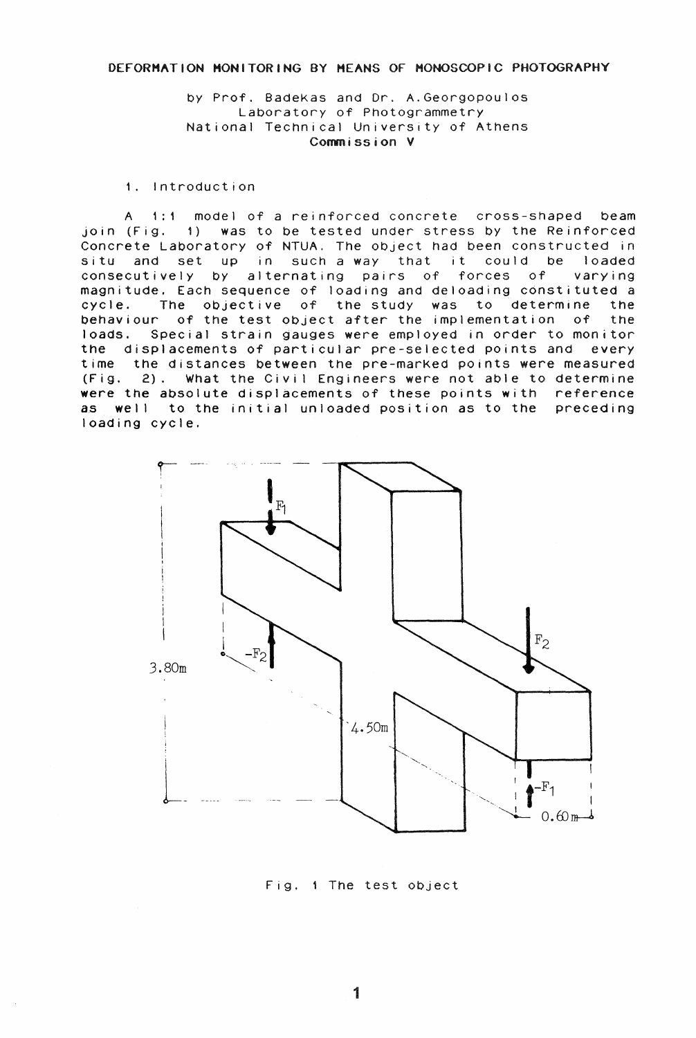# DEFORMATION MONITORING BY MEANS OF MONOSCOPIC PHOTOGRAPHY

by Prof. Badekas and Dr. A.Georgopoulos
Laboratory of Photogrammetry
National Technical University of Athens
**Commission V**

## 1. Introduction

A 1:1 model of a reinforced concrete cross-shaped beam join (Fig. 1) was to be tested under stress by the Reinforced Concrete Laboratory of NTUA. The object had been constructed in situ and set up in such a way that it could be loaded consecutively by alternating pairs of forces of varying magnitude. Each sequence of loading and deloading constituted a cycle. The objective of the study was to determine the behaviour of the test object after the implementation of the loads. Special strain gauges were employed in order to monitor the displacements of particular pre-selected points and every time the distances between the pre-marked points were measured (Fig. 2). What the Civil Engineers were not able to determine were the absolute displacements of these points with reference as well to the initial unloaded position as to the preceding loading cycle.

Fig. 1 The test object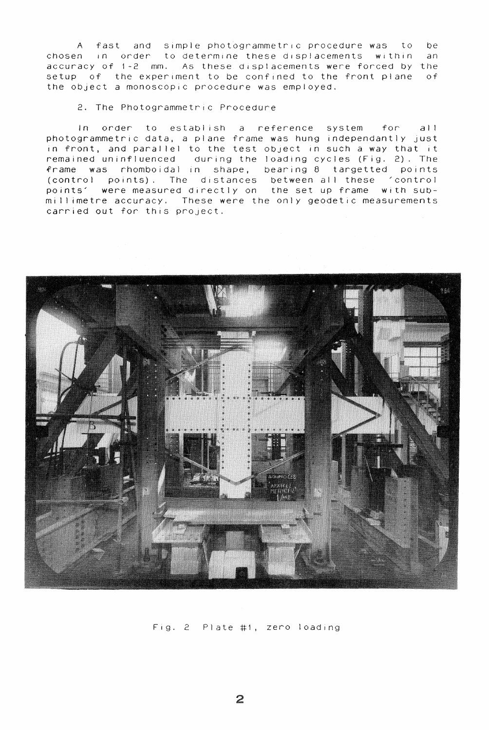A fast and simple photogrammetric procedure was to be chosen in order to determine these displacements within an accuracy of 1-2 mm. As these displacements were forced by the setup of the experiment to be confined to the front plane of the object a monoscopic procedure was employed.

## 2. The Photogrammetric Procedure

In order to establish a reference system for all photogrammetric data, a plane frame was hung independantly just in front, and parallel to the test object in such a way that it remained uninfluenced during the loading cycles (Fig. 2). The frame was rhomboidal in shape, bearing 8 targetted points (control points). The distances between all these 'control points' were measured directly on the set up frame with sub-millimetre accuracy. These were the only geodetic measurements carried out for this project.

Fig. 2 Plate #1, zero loading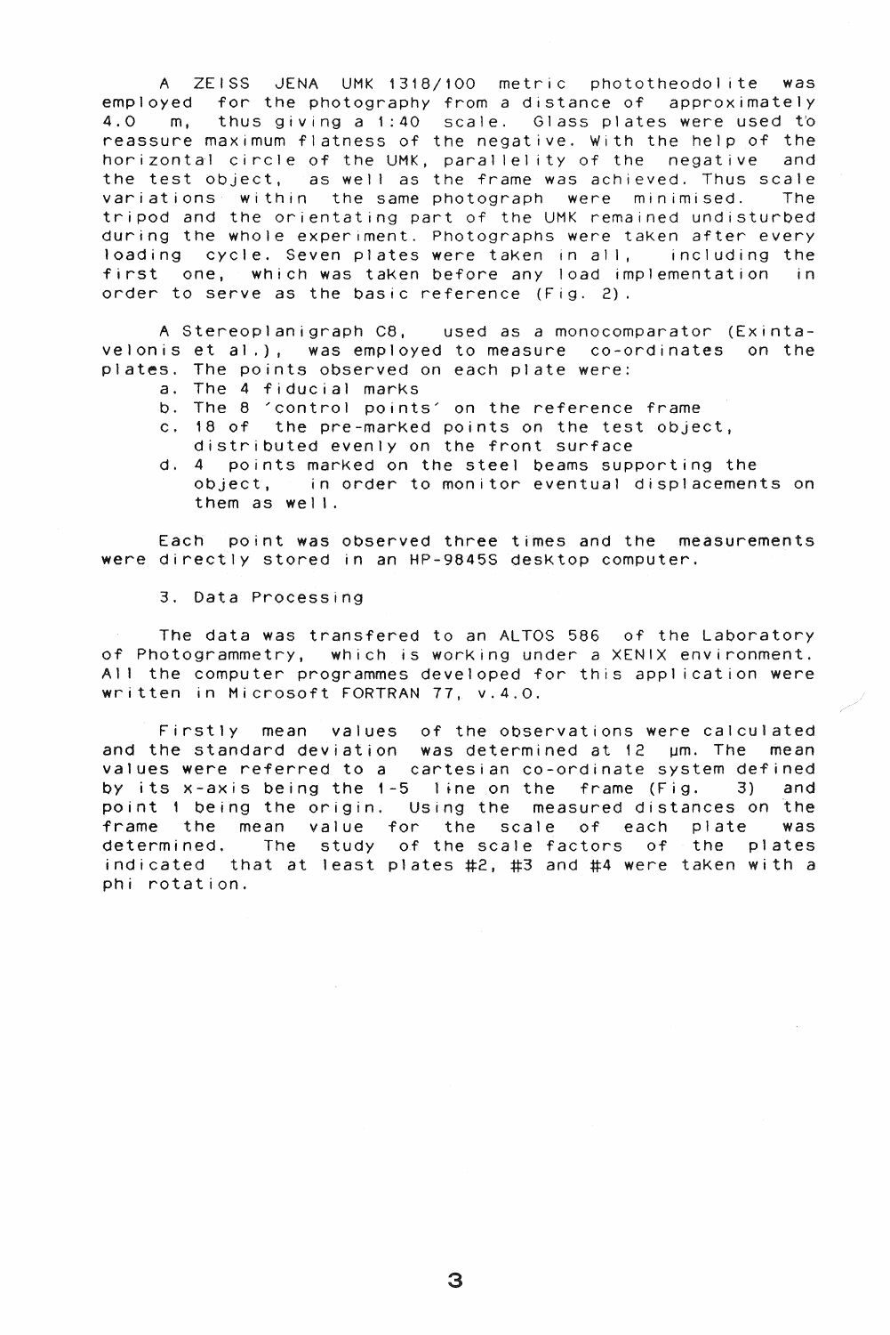A ZEISS JENA UMK 1318/100 metric phototheodolite was employed for the photography from a distance of approximately 4.0 m, thus giving a 1:40 scale. Glass plates were used to reassure maximum flatness of the negative. With the help of the horizontal circle of the UMK, parallelity of the negative and the test object, as well as the frame was achieved. Thus scale variations within the same photograph were minimised. The tripod and the orientating part of the UMK remained undisturbed during the whole experiment. Photographs were taken after every loading cycle. Seven plates were taken in all, including the first one, which was taken before any load implementation in order to serve as the basic reference (Fig. 2).

A Stereoplanigraph C8, used as a monocomparator (Exintavelonis et al.), was employed to measure co-ordinates on the plates. The points observed on each plate were:

a. The 4 fiducial marks
b. The 8 'control points' on the reference frame
c. 18 of the pre-marked points on the test object, distributed evenly on the front surface
d. 4 points marked on the steel beams supporting the object, in order to monitor eventual displacements on them as well.

Each point was observed three times and the measurements were directly stored in an HP-9845S desktop computer.

## 3. Data Processing

The data was transfered to an ALTOS 586 of the Laboratory of Photogrammetry, which is working under a XENIX environment. All the computer programmes developed for this application were written in Microsoft FORTRAN 77, v.4.0.

Firstly mean values of the observations were calculated and the standard deviation was determined at 12 μm. The mean values were referred to a cartesian co-ordinate system defined by its x-axis being the 1-5 line on the frame (Fig. 3) and point 1 being the origin. Using the measured distances on the frame the mean value for the scale of each plate was determined. The study of the scale factors of the plates indicated that at least plates #2, #3 and #4 were taken with a phi rotation.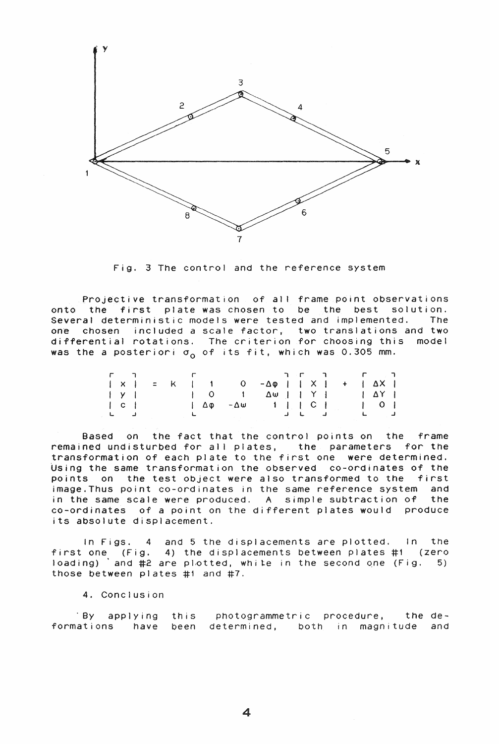Fig. 3 The control and the reference system

Projective transformation of all frame point observations onto the first plate was chosen to be the best solution. Several deterministic models were tested and implemented. The one chosen included a scale factor, two translations and two differential rotations. The criterion for choosing this model was the a posteriori $\sigma_0$ of its fit, which was 0.305 mm.

$$\begin{bmatrix} x \\ y \\ c \end{bmatrix} = K \begin{bmatrix} 1 & 0 & -\Delta\varphi \\ 0 & 1 & \Delta\omega \\ \Delta\varphi & -\Delta\omega & 1 \end{bmatrix} \begin{bmatrix} X \\ Y \\ C \end{bmatrix} + \begin{bmatrix} \Delta X \\ \Delta Y \\ 0 \end{bmatrix}$$

Based on the fact that the control points on the frame remained undisturbed for all plates, the parameters for the transformation of each plate to the first one were determined. Using the same transformation the observed co-ordinates of the points on the test object were also transformed to the first image. Thus point co-ordinates in the same reference system and in the same scale were produced. A simple subtraction of the co-ordinates of a point on the different plates would produce its absolute displacement.

In Figs. 4 and 5 the displacements are plotted. In the first one (Fig. 4) the displacements between plates #1 (zero loading) and #2 are plotted, while in the second one (Fig. 5) those between plates #1 and #7.

## 4. Conclusion

By applying this photogrammetric procedure, the deformations have been determined, both in magnitude and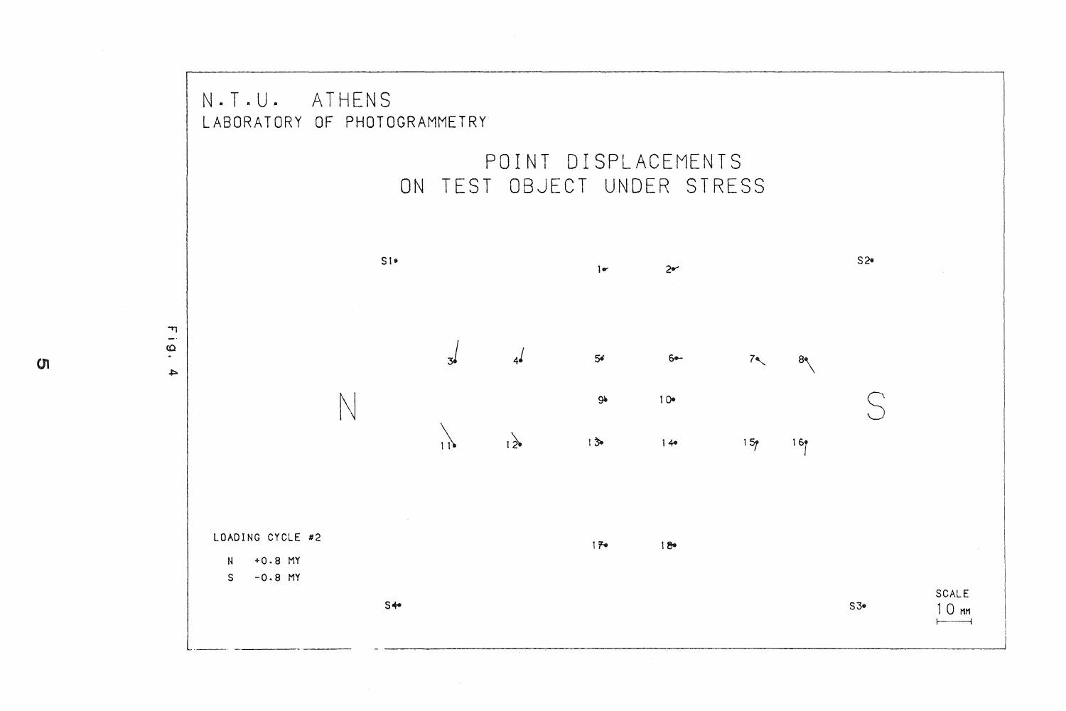N.T.U. ATHENS
LABORATORY OF PHOTOGRAMMETRY

POINT DISPLACEMENTS
ON TEST OBJECT UNDER STRESS

S1 1 2 S2

3 4 5 6 7 8

N 9 10 S

11 12 13 14 15 16

LOADING CYCLE #2

N +0.8 MY
S -0.8 MY

17 18

S4 S3

SCALE
10 MM

Fig. 4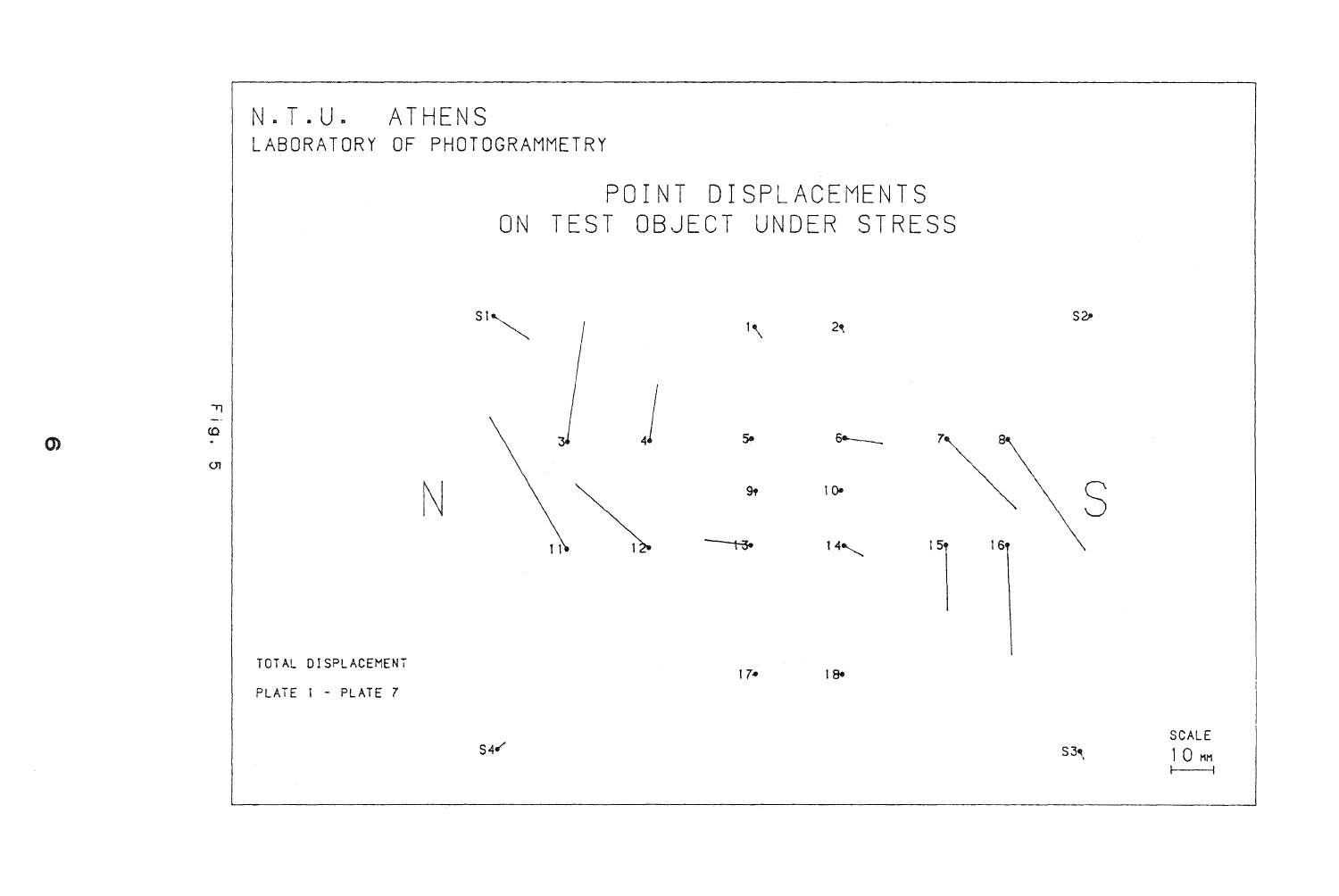N.T.U. ATHENS

LABORATORY OF PHOTOGRAMMETRY

POINT DISPLACEMENTS ON TEST OBJECT UNDER STRESS

S1 1 2 S2

3 4 5 6 7 8

N 9 10 S

11 12 13 14 15 16

TOTAL DISPLACEMENT

PLATE 1 - PLATE 7

17 18

S4 S3

SCALE 10 MM

Fig. 5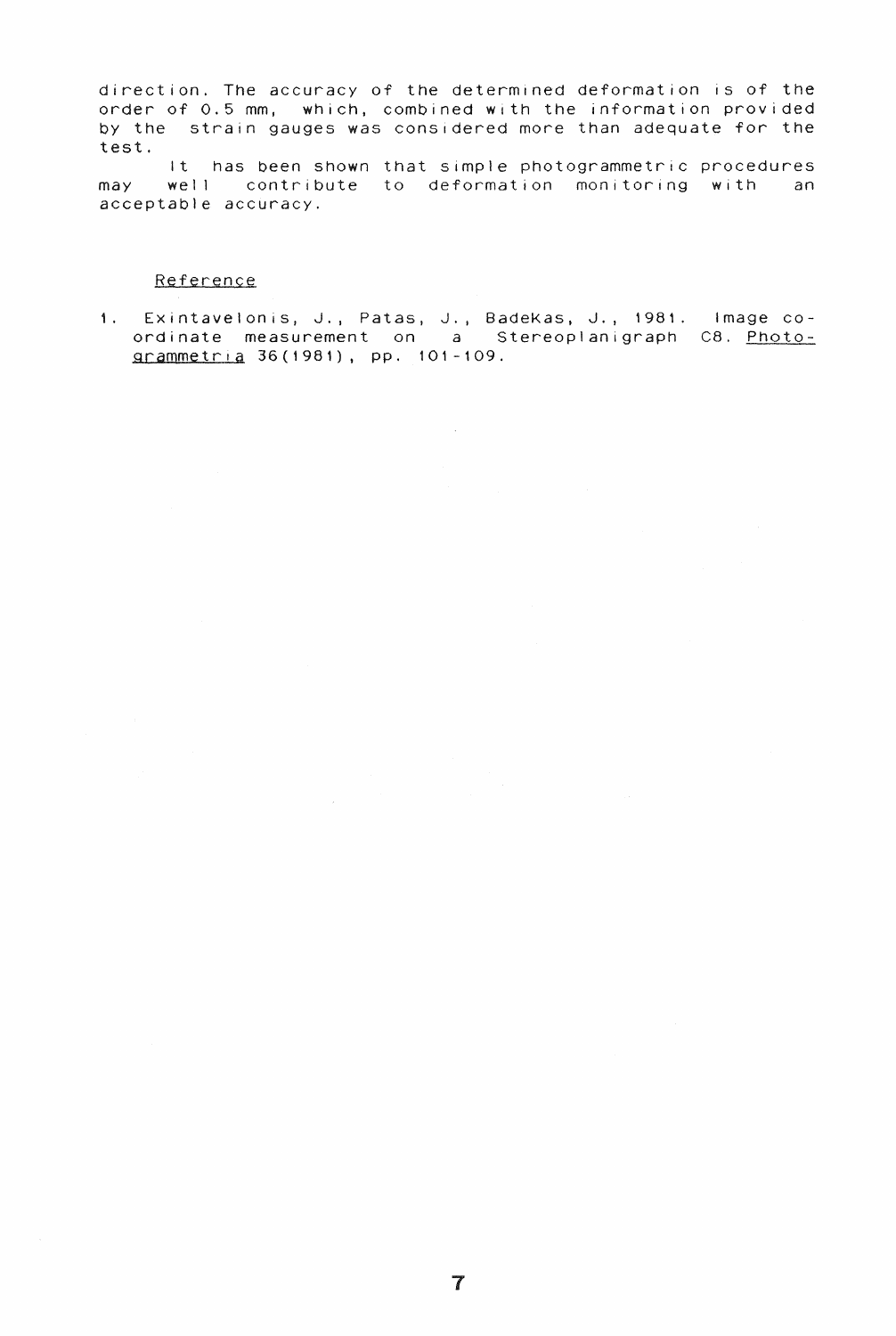direction. The accuracy of the determined deformation is of the order of 0.5 mm, which, combined with the information provided by the strain gauges was considered more than adequate for the test.

It has been shown that simple photogrammetric procedures may well contribute to deformation monitoring with an acceptable accuracy.

## Reference

1. Exintavelonis, J., Patas, J., Badekas, J., 1981. Image co-ordinate measurement on a Stereoplanigraph C8. Photogrammetria 36(1981), pp. 101-109.